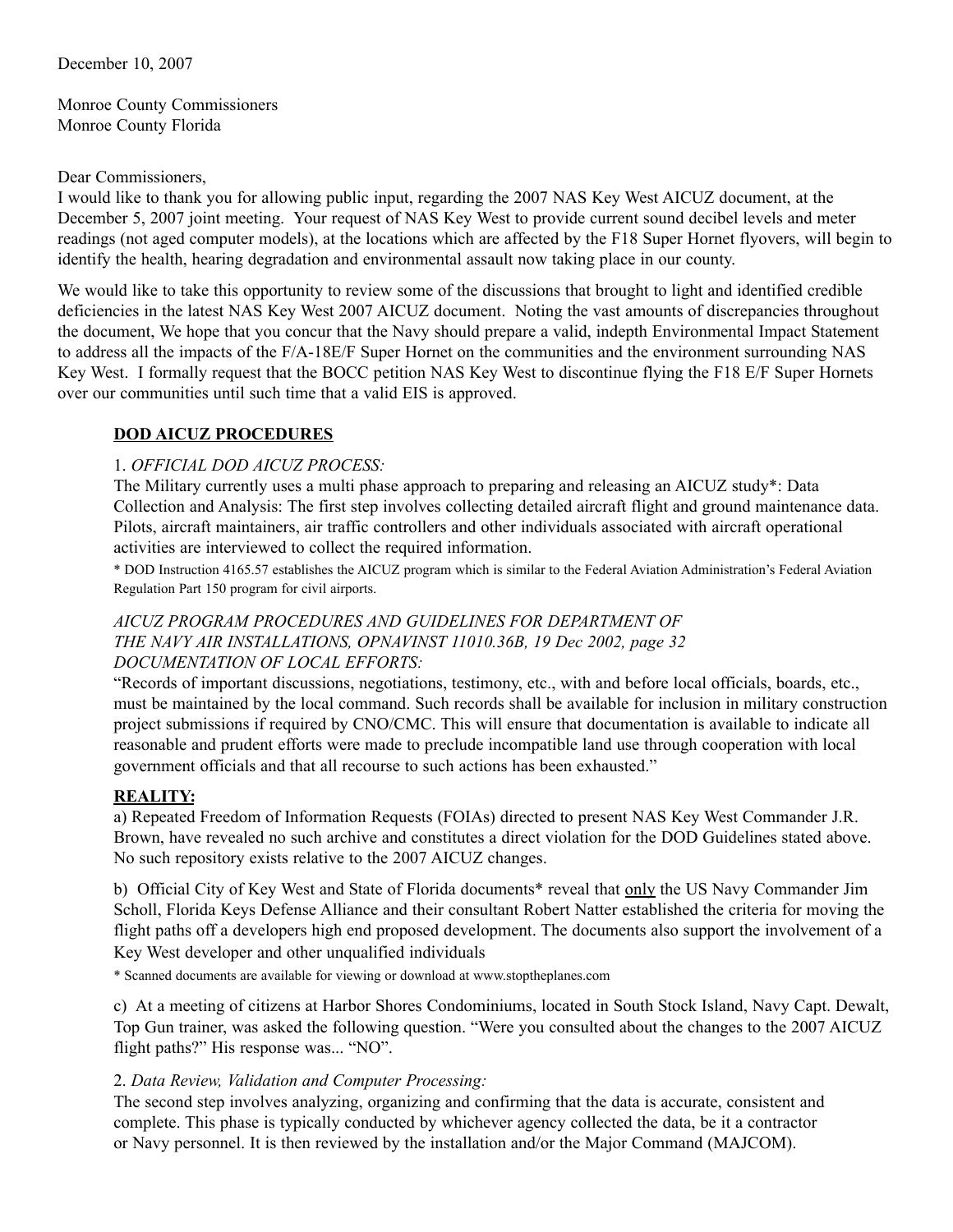December 10, 2007

Monroe County Commissioners
Monroe County Florida

Dear Commissioners,
I would like to thank you for allowing public input, regarding the 2007 NAS Key West AICUZ document, at the December 5, 2007 joint meeting. Your request of NAS Key West to provide current sound decibel levels and meter readings (not aged computer models), at the locations which are affected by the F18 Super Hornet flyovers, will begin to identify the health, hearing degradation and environmental assault now taking place in our county.

We would like to take this opportunity to review some of the discussions that brought to light and identified credible deficiencies in the latest NAS Key West 2007 AICUZ document. Noting the vast amounts of discrepancies throughout the document, We hope that you concur that the Navy should prepare a valid, indepth Environmental Impact Statement to address all the impacts of the F/A-18E/F Super Hornet on the communities and the environment surrounding NAS Key West. I formally request that the BOCC petition NAS Key West to discontinue flying the F18 E/F Super Hornets over our communities until such time that a valid EIS is approved.

## DOD AICUZ PROCEDURES

1. *OFFICIAL DOD AICUZ PROCESS:*
The Military currently uses a multi phase approach to preparing and releasing an AICUZ study*: Data Collection and Analysis: The first step involves collecting detailed aircraft flight and ground maintenance data. Pilots, aircraft maintainers, air traffic controllers and other individuals associated with aircraft operational activities are interviewed to collect the required information.

\* DOD Instruction 4165.57 establishes the AICUZ program which is similar to the Federal Aviation Administration's Federal Aviation Regulation Part 150 program for civil airports.

*AICUZ PROGRAM PROCEDURES AND GUIDELINES FOR DEPARTMENT OF THE NAVY AIR INSTALLATIONS, OPNAVINST 11010.36B, 19 Dec 2002, page 32*
*DOCUMENTATION OF LOCAL EFFORTS:*
"Records of important discussions, negotiations, testimony, etc., with and before local officials, boards, etc., must be maintained by the local command. Such records shall be available for inclusion in military construction project submissions if required by CNO/CMC. This will ensure that documentation is available to indicate all reasonable and prudent efforts were made to preclude incompatible land use through cooperation with local government officials and that all recourse to such actions has been exhausted."

**REALITY:**

a) Repeated Freedom of Information Requests (FOIAs) directed to present NAS Key West Commander J.R. Brown, have revealed no such archive and constitutes a direct violation for the DOD Guidelines stated above. No such repository exists relative to the 2007 AICUZ changes.

b) Official City of Key West and State of Florida documents* reveal that only the US Navy Commander Jim Scholl, Florida Keys Defense Alliance and their consultant Robert Natter established the criteria for moving the flight paths off a developers high end proposed development. The documents also support the involvement of a Key West developer and other unqualified individuals

\* Scanned documents are available for viewing or download at www.stoptheplanes.com

c) At a meeting of citizens at Harbor Shores Condominiums, located in South Stock Island, Navy Capt. Dewalt, Top Gun trainer, was asked the following question. "Were you consulted about the changes to the 2007 AICUZ flight paths?" His response was... "NO".

2. *Data Review, Validation and Computer Processing:*
The second step involves analyzing, organizing and confirming that the data is accurate, consistent and complete. This phase is typically conducted by whichever agency collected the data, be it a contractor or Navy personnel. It is then reviewed by the installation and/or the Major Command (MAJCOM).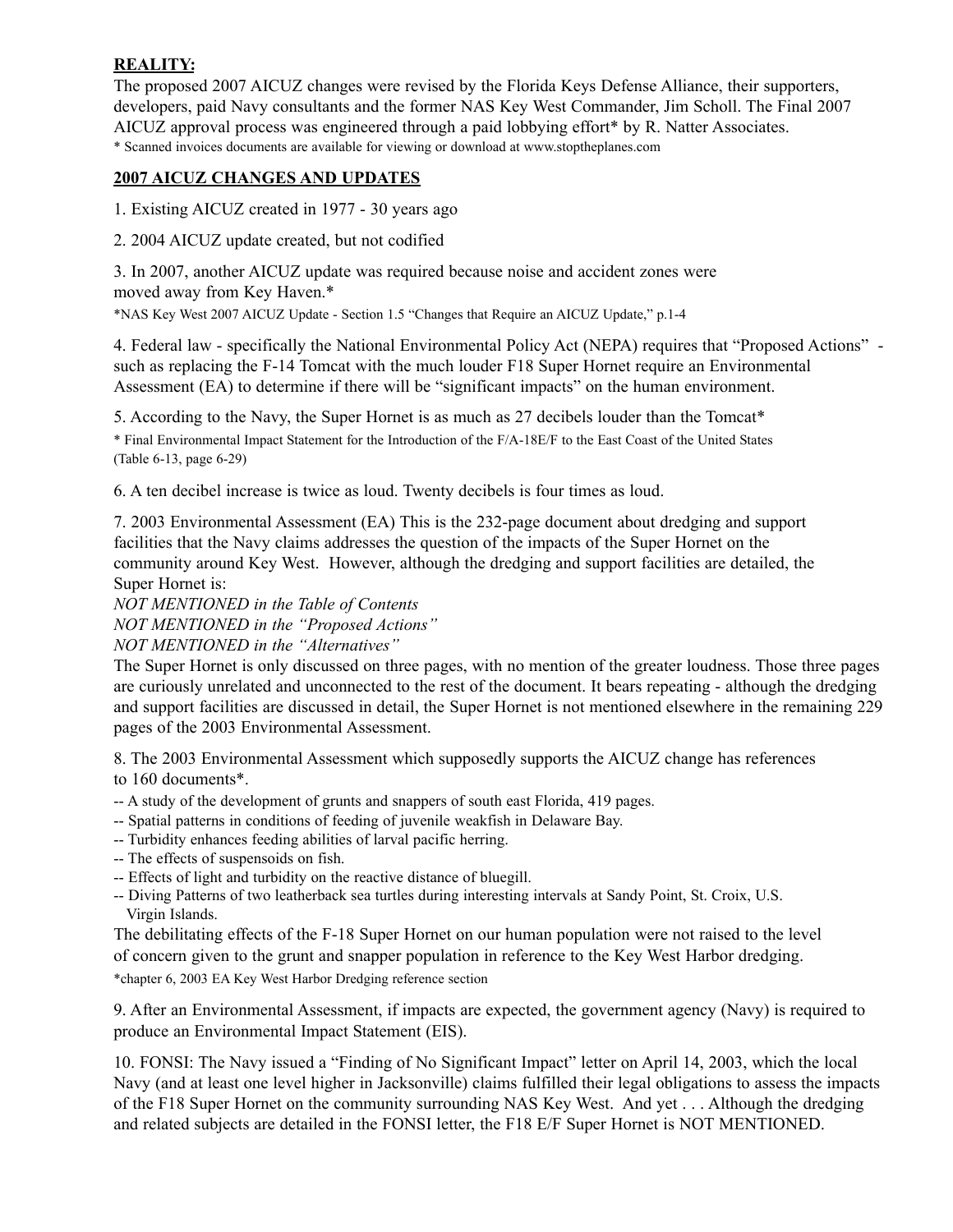**REALITY:**

The proposed 2007 AICUZ changes were revised by the Florida Keys Defense Alliance, their supporters, developers, paid Navy consultants and the former NAS Key West Commander, Jim Scholl. The Final 2007 AICUZ approval process was engineered through a paid lobbying effort* by R. Natter Associates.

* Scanned invoices documents are available for viewing or download at www.stoptheplanes.com

**2007 AICUZ CHANGES AND UPDATES**

1. Existing AICUZ created in 1977 - 30 years ago

2. 2004 AICUZ update created, but not codified

3. In 2007, another AICUZ update was required because noise and accident zones were moved away from Key Haven.*

*NAS Key West 2007 AICUZ Update - Section 1.5 "Changes that Require an AICUZ Update," p.1-4

4. Federal law - specifically the National Environmental Policy Act (NEPA) requires that "Proposed Actions" - such as replacing the F-14 Tomcat with the much louder F18 Super Hornet require an Environmental Assessment (EA) to determine if there will be "significant impacts" on the human environment.

5. According to the Navy, the Super Hornet is as much as 27 decibels louder than the Tomcat*

* Final Environmental Impact Statement for the Introduction of the F/A-18E/F to the East Coast of the United States (Table 6-13, page 6-29)

6. A ten decibel increase is twice as loud. Twenty decibels is four times as loud.

7. 2003 Environmental Assessment (EA) This is the 232-page document about dredging and support facilities that the Navy claims addresses the question of the impacts of the Super Hornet on the community around Key West. However, although the dredging and support facilities are detailed, the Super Hornet is:

*NOT MENTIONED in the Table of Contents*
*NOT MENTIONED in the "Proposed Actions"*
*NOT MENTIONED in the "Alternatives"*

The Super Hornet is only discussed on three pages, with no mention of the greater loudness. Those three pages are curiously unrelated and unconnected to the rest of the document. It bears repeating - although the dredging and support facilities are discussed in detail, the Super Hornet is not mentioned elsewhere in the remaining 229 pages of the 2003 Environmental Assessment.

8. The 2003 Environmental Assessment which supposedly supports the AICUZ change has references to 160 documents*.

-- A study of the development of grunts and snappers of south east Florida, 419 pages.
-- Spatial patterns in conditions of feeding of juvenile weakfish in Delaware Bay.
-- Turbidity enhances feeding abilities of larval pacific herring.
-- The effects of suspensoids on fish.
-- Effects of light and turbidity on the reactive distance of bluegill.
-- Diving Patterns of two leatherback sea turtles during interesting intervals at Sandy Point, St. Croix, U.S. Virgin Islands.

The debilitating effects of the F-18 Super Hornet on our human population were not raised to the level of concern given to the grunt and snapper population in reference to the Key West Harbor dredging.

*chapter 6, 2003 EA Key West Harbor Dredging reference section

9. After an Environmental Assessment, if impacts are expected, the government agency (Navy) is required to produce an Environmental Impact Statement (EIS).

10. FONSI: The Navy issued a "Finding of No Significant Impact" letter on April 14, 2003, which the local Navy (and at least one level higher in Jacksonville) claims fulfilled their legal obligations to assess the impacts of the F18 Super Hornet on the community surrounding NAS Key West. And yet . . . Although the dredging and related subjects are detailed in the FONSI letter, the F18 E/F Super Hornet is NOT MENTIONED.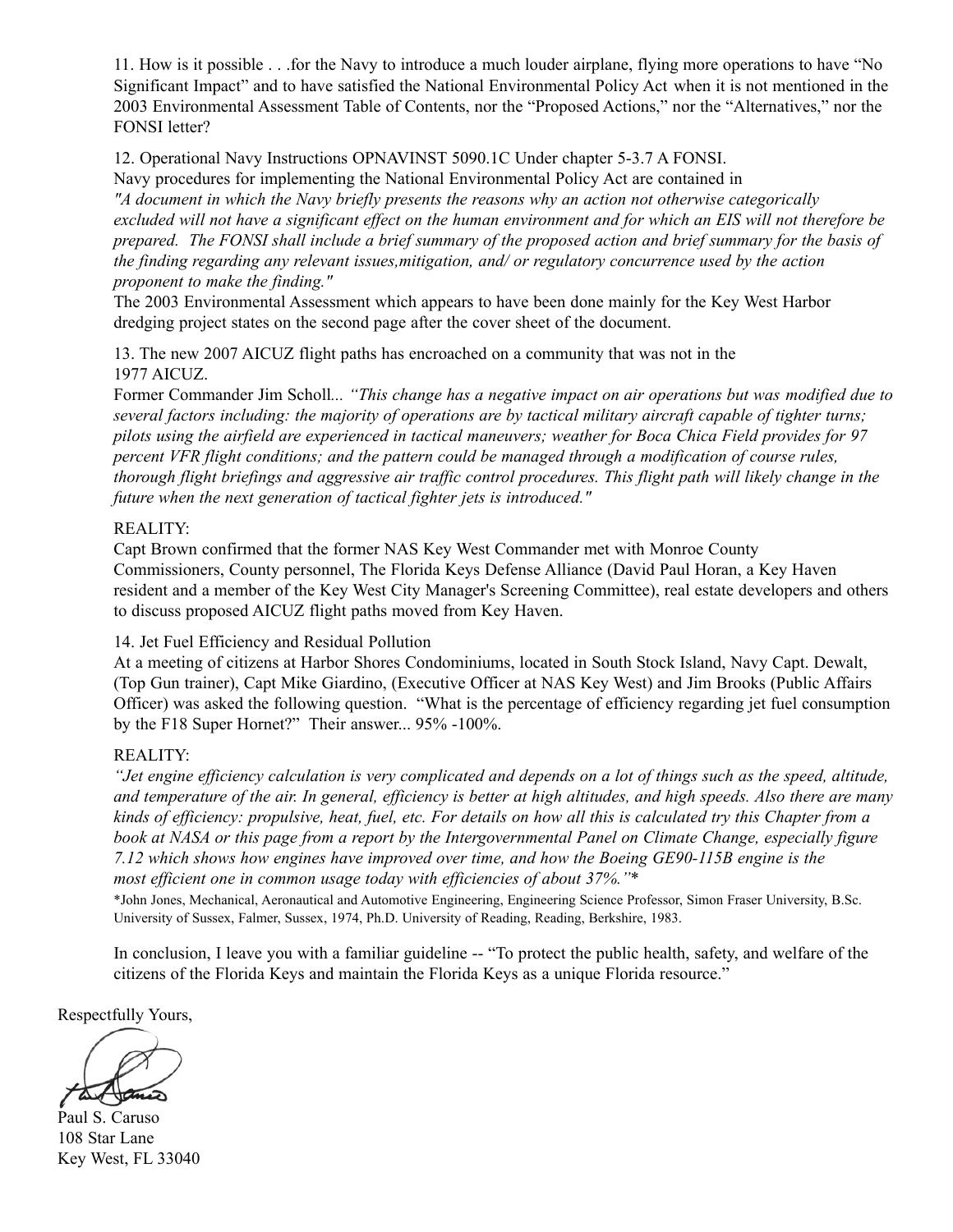11. How is it possible . . .for the Navy to introduce a much louder airplane, flying more operations to have "No Significant Impact" and to have satisfied the National Environmental Policy Act when it is not mentioned in the 2003 Environmental Assessment Table of Contents, nor the "Proposed Actions," nor the "Alternatives," nor the FONSI letter?

12. Operational Navy Instructions OPNAVINST 5090.1C Under chapter 5-3.7 A FONSI.
Navy procedures for implementing the National Environmental Policy Act are contained in
*"A document in which the Navy briefly presents the reasons why an action not otherwise categorically excluded will not have a significant effect on the human environment and for which an EIS will not therefore be prepared. The FONSI shall include a brief summary of the proposed action and brief summary for the basis of the finding regarding any relevant issues,mitigation, and/ or regulatory concurrence used by the action proponent to make the finding."*
The 2003 Environmental Assessment which appears to have been done mainly for the Key West Harbor dredging project states on the second page after the cover sheet of the document.

13. The new 2007 AICUZ flight paths has encroached on a community that was not in the 1977 AICUZ.
Former Commander Jim Scholl*... "This change has a negative impact on air operations but was modified due to several factors including: the majority of operations are by tactical military aircraft capable of tighter turns; pilots using the airfield are experienced in tactical maneuvers; weather for Boca Chica Field provides for 97 percent VFR flight conditions; and the pattern could be managed through a modification of course rules, thorough flight briefings and aggressive air traffic control procedures. This flight path will likely change in the future when the next generation of tactical fighter jets is introduced."*

REALITY:
Capt Brown confirmed that the former NAS Key West Commander met with Monroe County Commissioners, County personnel, The Florida Keys Defense Alliance (David Paul Horan, a Key Haven resident and a member of the Key West City Manager's Screening Committee), real estate developers and others to discuss proposed AICUZ flight paths moved from Key Haven.

14. Jet Fuel Efficiency and Residual Pollution
At a meeting of citizens at Harbor Shores Condominiums, located in South Stock Island, Navy Capt. Dewalt, (Top Gun trainer), Capt Mike Giardino, (Executive Officer at NAS Key West) and Jim Brooks (Public Affairs Officer) was asked the following question. "What is the percentage of efficiency regarding jet fuel consumption by the F18 Super Hornet?" Their answer... 95% -100%.

REALITY:
*"Jet engine efficiency calculation is very complicated and depends on a lot of things such as the speed, altitude, and temperature of the air. In general, efficiency is better at high altitudes, and high speeds. Also there are many kinds of efficiency: propulsive, heat, fuel, etc. For details on how all this is calculated try this Chapter from a book at NASA or this page from a report by the Intergovernmental Panel on Climate Change, especially figure 7.12 which shows how engines have improved over time, and how the Boeing GE90-115B engine is the most efficient one in common usage today with efficiencies of about 37%."*\*

\*John Jones, Mechanical, Aeronautical and Automotive Engineering, Engineering Science Professor, Simon Fraser University, B.Sc. University of Sussex, Falmer, Sussex, 1974, Ph.D. University of Reading, Reading, Berkshire, 1983.

In conclusion, I leave you with a familiar guideline -- "To protect the public health, safety, and welfare of the citizens of the Florida Keys and maintain the Florida Keys as a unique Florida resource."

Respectfully Yours,

Paul S. Caruso
108 Star Lane
Key West, FL 33040